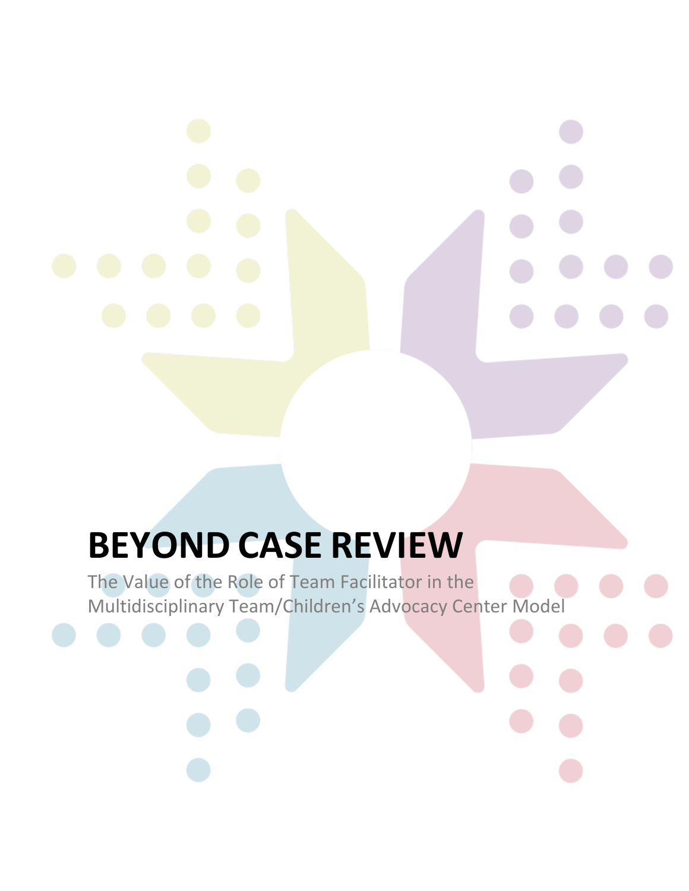# BEYOND CASE REVIEW

The Value of the Role of Team Facilitator in the Multidisciplinary Team/Children's Advocacy Center Model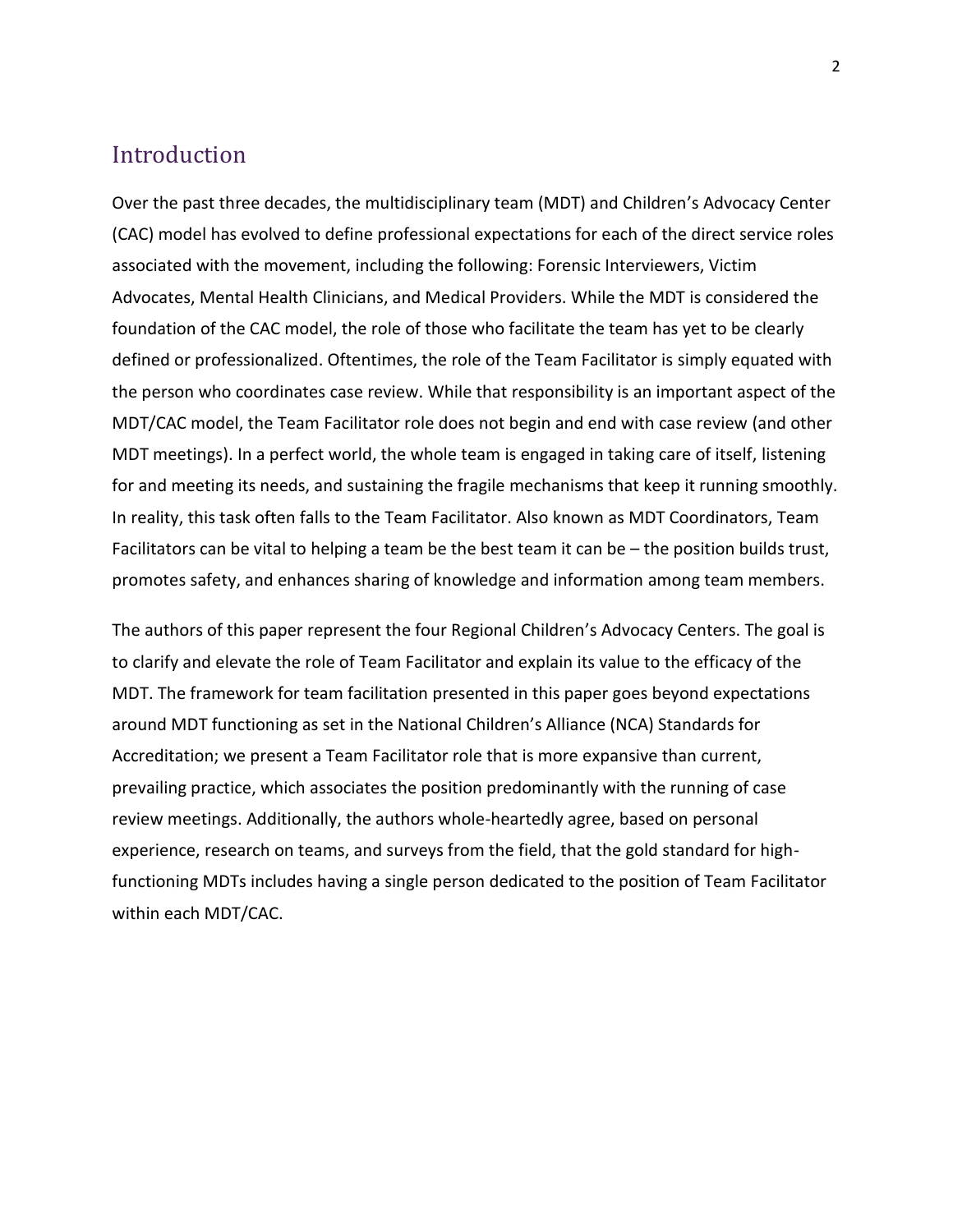## Introduction

Over the past three decades, the multidisciplinary team (MDT) and Children's Advocacy Center (CAC) model has evolved to define professional expectations for each of the direct service roles associated with the movement, including the following: Forensic Interviewers, Victim Advocates, Mental Health Clinicians, and Medical Providers. While the MDT is considered the foundation of the CAC model, the role of those who facilitate the team has yet to be clearly defined or professionalized. Oftentimes, the role of the Team Facilitator is simply equated with the person who coordinates case review. While that responsibility is an important aspect of the MDT/CAC model, the Team Facilitator role does not begin and end with case review (and other MDT meetings). In a perfect world, the whole team is engaged in taking care of itself, listening for and meeting its needs, and sustaining the fragile mechanisms that keep it running smoothly. In reality, this task often falls to the Team Facilitator. Also known as MDT Coordinators, Team Facilitators can be vital to helping a team be the best team it can be – the position builds trust, promotes safety, and enhances sharing of knowledge and information among team members.

The authors of this paper represent the four Regional Children's Advocacy Centers. The goal is to clarify and elevate the role of Team Facilitator and explain its value to the efficacy of the MDT. The framework for team facilitation presented in this paper goes beyond expectations around MDT functioning as set in the National Children's Alliance (NCA) Standards for Accreditation; we present a Team Facilitator role that is more expansive than current, prevailing practice, which associates the position predominantly with the running of case review meetings. Additionally, the authors whole-heartedly agree, based on personal experience, research on teams, and surveys from the field, that the gold standard for high-functioning MDTs includes having a single person dedicated to the position of Team Facilitator within each MDT/CAC.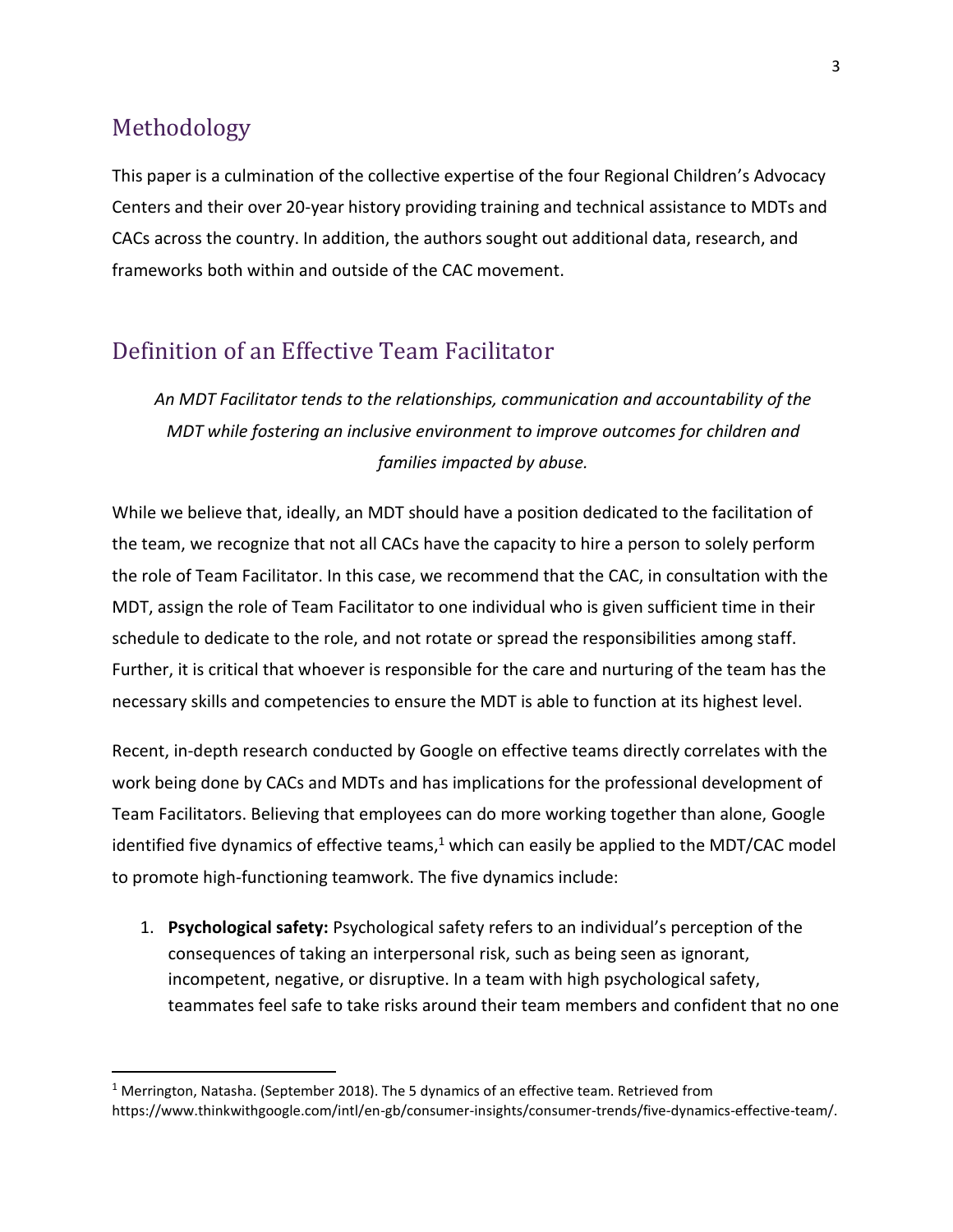## Methodology

This paper is a culmination of the collective expertise of the four Regional Children's Advocacy Centers and their over 20-year history providing training and technical assistance to MDTs and CACs across the country. In addition, the authors sought out additional data, research, and frameworks both within and outside of the CAC movement.

## Definition of an Effective Team Facilitator

*An MDT Facilitator tends to the relationships, communication and accountability of the MDT while fostering an inclusive environment to improve outcomes for children and families impacted by abuse.*

While we believe that, ideally, an MDT should have a position dedicated to the facilitation of the team, we recognize that not all CACs have the capacity to hire a person to solely perform the role of Team Facilitator. In this case, we recommend that the CAC, in consultation with the MDT, assign the role of Team Facilitator to one individual who is given sufficient time in their schedule to dedicate to the role, and not rotate or spread the responsibilities among staff. Further, it is critical that whoever is responsible for the care and nurturing of the team has the necessary skills and competencies to ensure the MDT is able to function at its highest level.

Recent, in-depth research conducted by Google on effective teams directly correlates with the work being done by CACs and MDTs and has implications for the professional development of Team Facilitators. Believing that employees can do more working together than alone, Google identified five dynamics of effective teams,[1] which can easily be applied to the MDT/CAC model to promote high-functioning teamwork. The five dynamics include:

1. **Psychological safety:** Psychological safety refers to an individual's perception of the consequences of taking an interpersonal risk, such as being seen as ignorant, incompetent, negative, or disruptive. In a team with high psychological safety, teammates feel safe to take risks around their team members and confident that no one

[1] Merrington, Natasha. (September 2018). The 5 dynamics of an effective team. Retrieved from https://www.thinkwithgoogle.com/intl/en-gb/consumer-insights/consumer-trends/five-dynamics-effective-team/.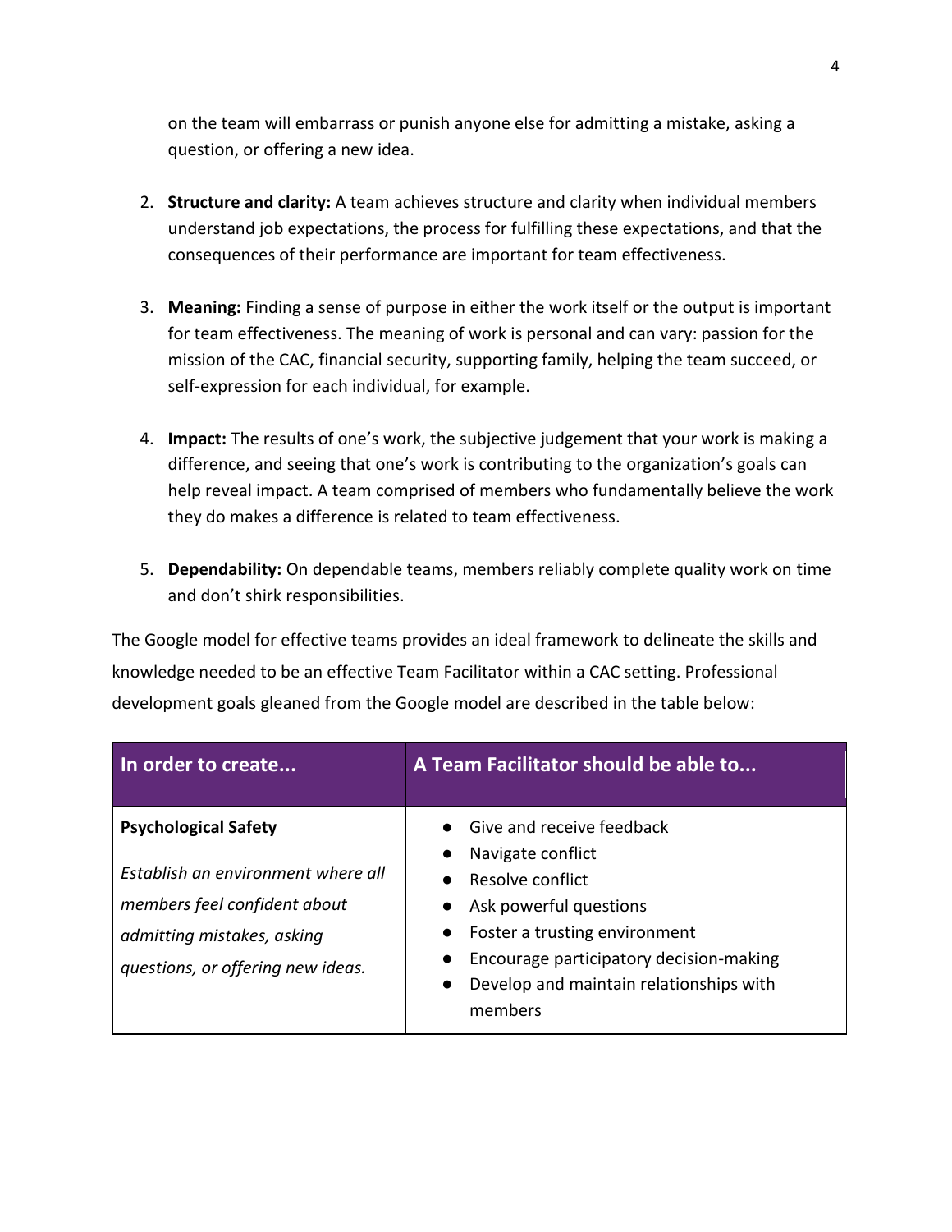on the team will embarrass or punish anyone else for admitting a mistake, asking a question, or offering a new idea.

2. **Structure and clarity:** A team achieves structure and clarity when individual members understand job expectations, the process for fulfilling these expectations, and that the consequences of their performance are important for team effectiveness.

3. **Meaning:** Finding a sense of purpose in either the work itself or the output is important for team effectiveness. The meaning of work is personal and can vary: passion for the mission of the CAC, financial security, supporting family, helping the team succeed, or self-expression for each individual, for example.

4. **Impact:** The results of one's work, the subjective judgement that your work is making a difference, and seeing that one's work is contributing to the organization's goals can help reveal impact. A team comprised of members who fundamentally believe the work they do makes a difference is related to team effectiveness.

5. **Dependability:** On dependable teams, members reliably complete quality work on time and don't shirk responsibilities.

The Google model for effective teams provides an ideal framework to delineate the skills and knowledge needed to be an effective Team Facilitator within a CAC setting. Professional development goals gleaned from the Google model are described in the table below:

| In order to create... | A Team Facilitator should be able to... |
|---|---|
| **Psychological Safety**<br><br>*Establish an environment where all members feel confident about admitting mistakes, asking questions, or offering new ideas.* | • Give and receive feedback<br>• Navigate conflict<br>• Resolve conflict<br>• Ask powerful questions<br>• Foster a trusting environment<br>• Encourage participatory decision-making<br>• Develop and maintain relationships with members |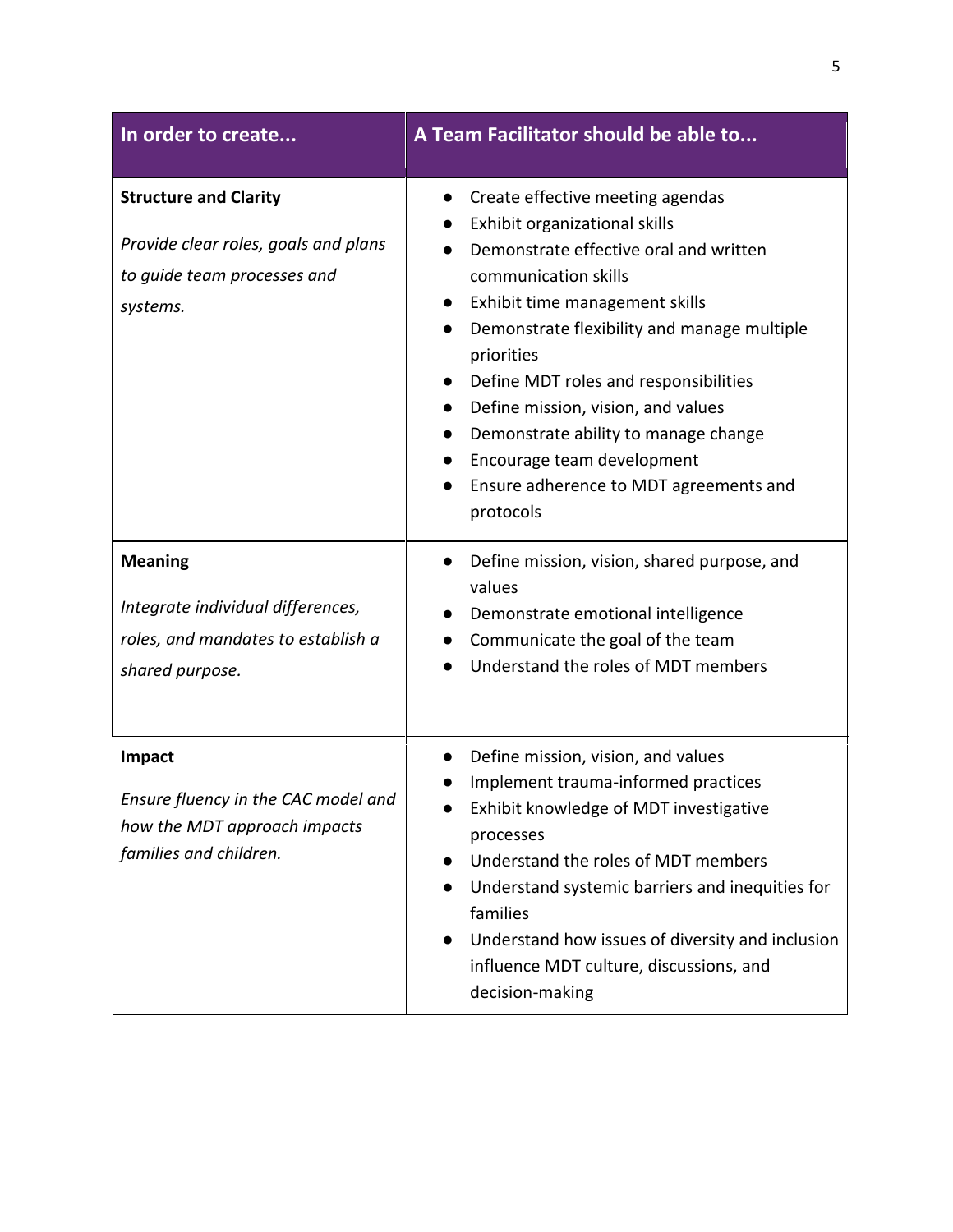| In order to create... | A Team Facilitator should be able to... |
| --- | --- |
| **Structure and Clarity**<br><br>*Provide clear roles, goals and plans to guide team processes and systems.* | • Create effective meeting agendas<br>• Exhibit organizational skills<br>• Demonstrate effective oral and written communication skills<br>• Exhibit time management skills<br>• Demonstrate flexibility and manage multiple priorities<br>• Define MDT roles and responsibilities<br>• Define mission, vision, and values<br>• Demonstrate ability to manage change<br>• Encourage team development<br>• Ensure adherence to MDT agreements and protocols |
| **Meaning**<br><br>*Integrate individual differences, roles, and mandates to establish a shared purpose.* | • Define mission, vision, shared purpose, and values<br>• Demonstrate emotional intelligence<br>• Communicate the goal of the team<br>• Understand the roles of MDT members |
| **Impact**<br><br>*Ensure fluency in the CAC model and how the MDT approach impacts families and children.* | • Define mission, vision, and values<br>• Implement trauma-informed practices<br>• Exhibit knowledge of MDT investigative processes<br>• Understand the roles of MDT members<br>• Understand systemic barriers and inequities for families<br>• Understand how issues of diversity and inclusion influence MDT culture, discussions, and decision-making |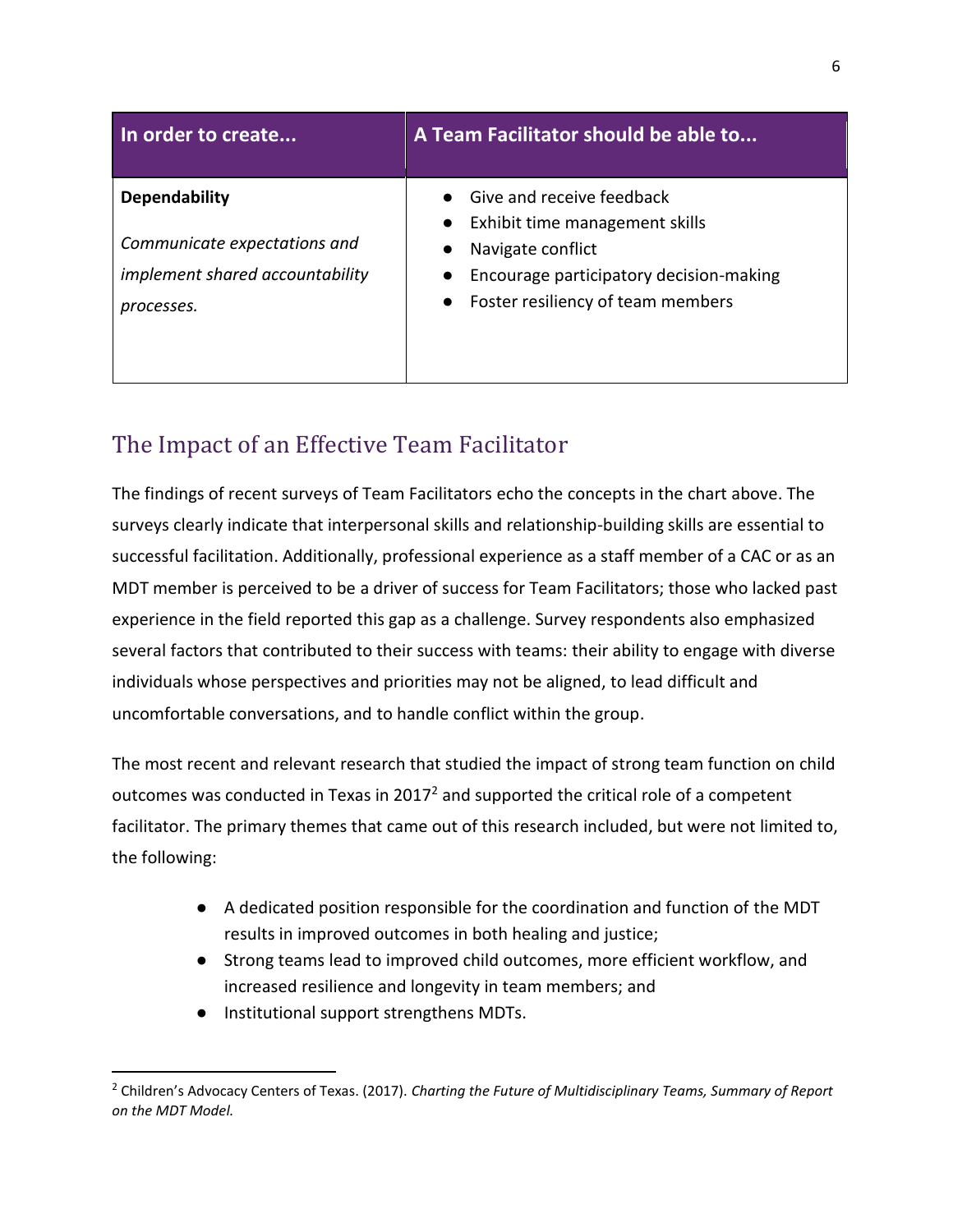| In order to create... | A Team Facilitator should be able to... |
|---|---|
| **Dependability**<br><br>*Communicate expectations and implement shared accountability processes.* | ● Give and receive feedback<br>● Exhibit time management skills<br>● Navigate conflict<br>● Encourage participatory decision-making<br>● Foster resiliency of team members |

## The Impact of an Effective Team Facilitator

The findings of recent surveys of Team Facilitators echo the concepts in the chart above. The surveys clearly indicate that interpersonal skills and relationship-building skills are essential to successful facilitation. Additionally, professional experience as a staff member of a CAC or as an MDT member is perceived to be a driver of success for Team Facilitators; those who lacked past experience in the field reported this gap as a challenge. Survey respondents also emphasized several factors that contributed to their success with teams: their ability to engage with diverse individuals whose perspectives and priorities may not be aligned, to lead difficult and uncomfortable conversations, and to handle conflict within the group.

The most recent and relevant research that studied the impact of strong team function on child outcomes was conducted in Texas in 2017[2] and supported the critical role of a competent facilitator. The primary themes that came out of this research included, but were not limited to, the following:

- A dedicated position responsible for the coordination and function of the MDT results in improved outcomes in both healing and justice;
- Strong teams lead to improved child outcomes, more efficient workflow, and increased resilience and longevity in team members; and
- Institutional support strengthens MDTs.

---

[2] Children's Advocacy Centers of Texas. (2017). *Charting the Future of Multidisciplinary Teams, Summary of Report on the MDT Model.*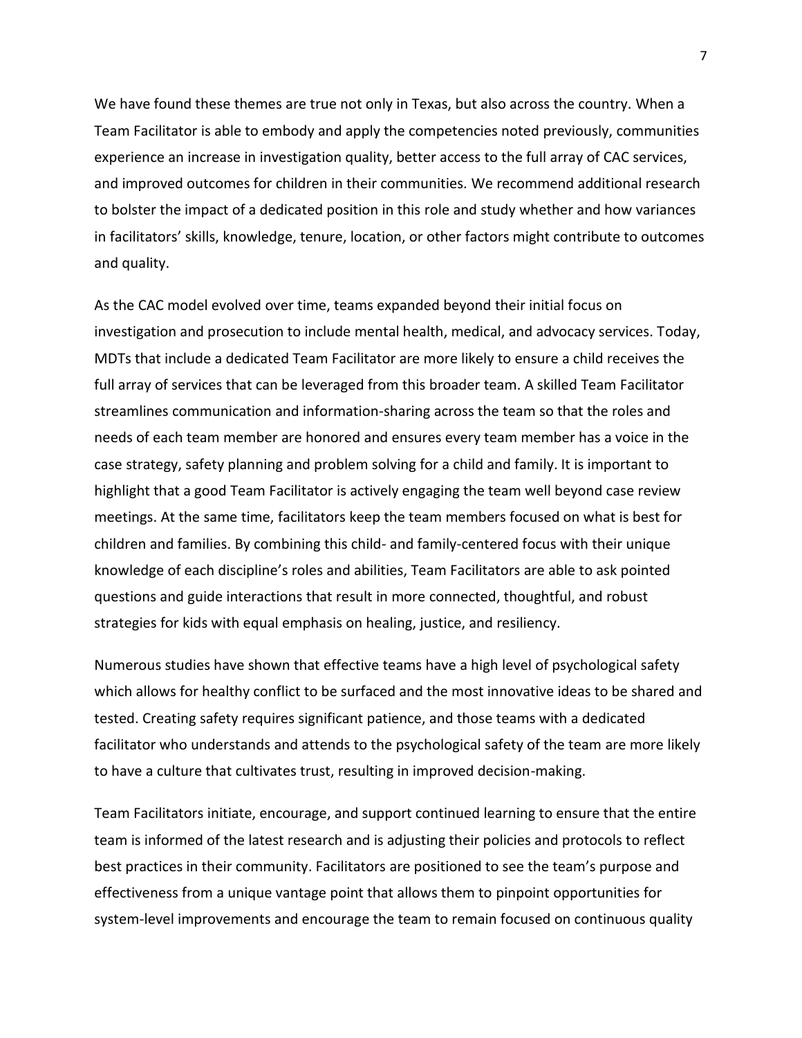We have found these themes are true not only in Texas, but also across the country. When a Team Facilitator is able to embody and apply the competencies noted previously, communities experience an increase in investigation quality, better access to the full array of CAC services, and improved outcomes for children in their communities. We recommend additional research to bolster the impact of a dedicated position in this role and study whether and how variances in facilitators' skills, knowledge, tenure, location, or other factors might contribute to outcomes and quality.

As the CAC model evolved over time, teams expanded beyond their initial focus on investigation and prosecution to include mental health, medical, and advocacy services. Today, MDTs that include a dedicated Team Facilitator are more likely to ensure a child receives the full array of services that can be leveraged from this broader team. A skilled Team Facilitator streamlines communication and information-sharing across the team so that the roles and needs of each team member are honored and ensures every team member has a voice in the case strategy, safety planning and problem solving for a child and family. It is important to highlight that a good Team Facilitator is actively engaging the team well beyond case review meetings. At the same time, facilitators keep the team members focused on what is best for children and families. By combining this child- and family-centered focus with their unique knowledge of each discipline's roles and abilities, Team Facilitators are able to ask pointed questions and guide interactions that result in more connected, thoughtful, and robust strategies for kids with equal emphasis on healing, justice, and resiliency.

Numerous studies have shown that effective teams have a high level of psychological safety which allows for healthy conflict to be surfaced and the most innovative ideas to be shared and tested. Creating safety requires significant patience, and those teams with a dedicated facilitator who understands and attends to the psychological safety of the team are more likely to have a culture that cultivates trust, resulting in improved decision-making.

Team Facilitators initiate, encourage, and support continued learning to ensure that the entire team is informed of the latest research and is adjusting their policies and protocols to reflect best practices in their community. Facilitators are positioned to see the team's purpose and effectiveness from a unique vantage point that allows them to pinpoint opportunities for system-level improvements and encourage the team to remain focused on continuous quality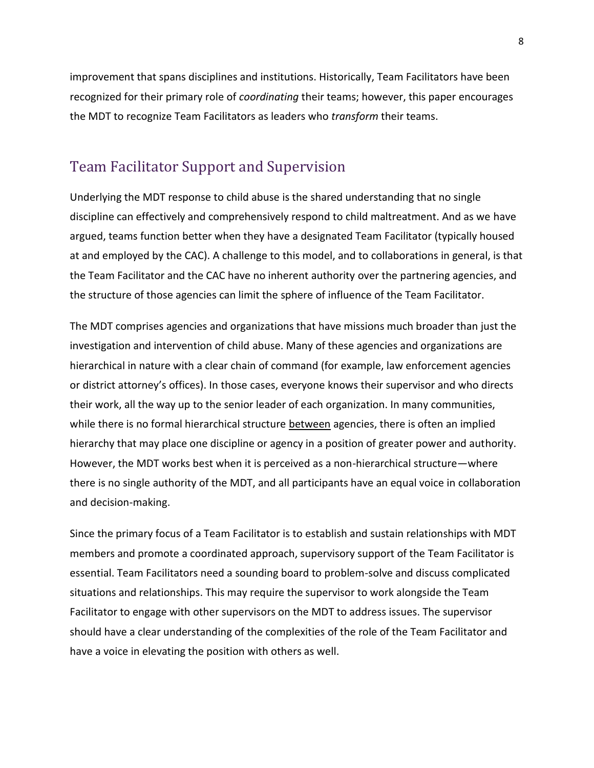improvement that spans disciplines and institutions. Historically, Team Facilitators have been recognized for their primary role of *coordinating* their teams; however, this paper encourages the MDT to recognize Team Facilitators as leaders who *transform* their teams.

## Team Facilitator Support and Supervision

Underlying the MDT response to child abuse is the shared understanding that no single discipline can effectively and comprehensively respond to child maltreatment. And as we have argued, teams function better when they have a designated Team Facilitator (typically housed at and employed by the CAC). A challenge to this model, and to collaborations in general, is that the Team Facilitator and the CAC have no inherent authority over the partnering agencies, and the structure of those agencies can limit the sphere of influence of the Team Facilitator.

The MDT comprises agencies and organizations that have missions much broader than just the investigation and intervention of child abuse. Many of these agencies and organizations are hierarchical in nature with a clear chain of command (for example, law enforcement agencies or district attorney's offices). In those cases, everyone knows their supervisor and who directs their work, all the way up to the senior leader of each organization. In many communities, while there is no formal hierarchical structure <u>between</u> agencies, there is often an implied hierarchy that may place one discipline or agency in a position of greater power and authority. However, the MDT works best when it is perceived as a non-hierarchical structure—where there is no single authority of the MDT, and all participants have an equal voice in collaboration and decision-making.

Since the primary focus of a Team Facilitator is to establish and sustain relationships with MDT members and promote a coordinated approach, supervisory support of the Team Facilitator is essential. Team Facilitators need a sounding board to problem-solve and discuss complicated situations and relationships. This may require the supervisor to work alongside the Team Facilitator to engage with other supervisors on the MDT to address issues. The supervisor should have a clear understanding of the complexities of the role of the Team Facilitator and have a voice in elevating the position with others as well.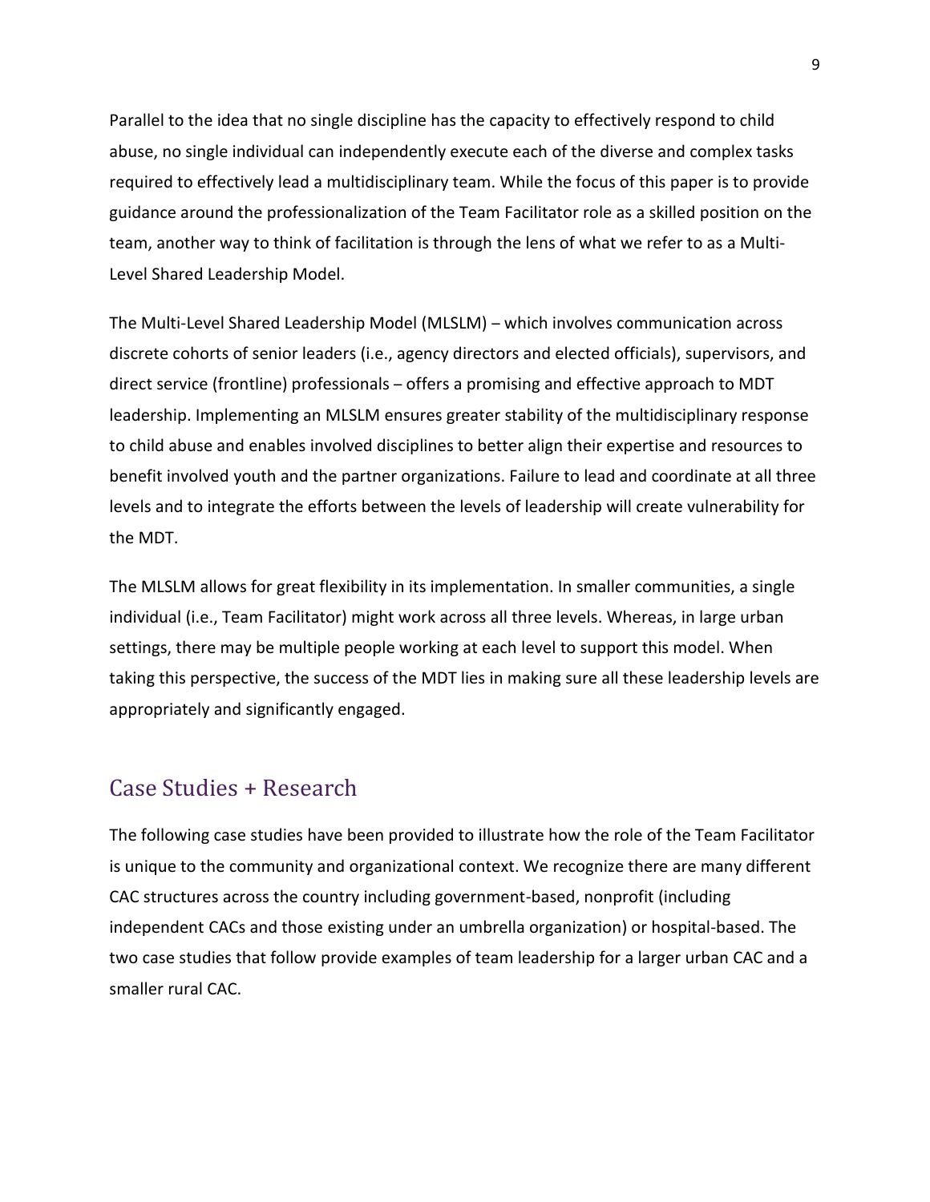Parallel to the idea that no single discipline has the capacity to effectively respond to child abuse, no single individual can independently execute each of the diverse and complex tasks required to effectively lead a multidisciplinary team. While the focus of this paper is to provide guidance around the professionalization of the Team Facilitator role as a skilled position on the team, another way to think of facilitation is through the lens of what we refer to as a Multi-Level Shared Leadership Model.

The Multi-Level Shared Leadership Model (MLSLM) – which involves communication across discrete cohorts of senior leaders (i.e., agency directors and elected officials), supervisors, and direct service (frontline) professionals – offers a promising and effective approach to MDT leadership. Implementing an MLSLM ensures greater stability of the multidisciplinary response to child abuse and enables involved disciplines to better align their expertise and resources to benefit involved youth and the partner organizations. Failure to lead and coordinate at all three levels and to integrate the efforts between the levels of leadership will create vulnerability for the MDT.

The MLSLM allows for great flexibility in its implementation. In smaller communities, a single individual (i.e., Team Facilitator) might work across all three levels. Whereas, in large urban settings, there may be multiple people working at each level to support this model. When taking this perspective, the success of the MDT lies in making sure all these leadership levels are appropriately and significantly engaged.

## Case Studies + Research

The following case studies have been provided to illustrate how the role of the Team Facilitator is unique to the community and organizational context. We recognize there are many different CAC structures across the country including government-based, nonprofit (including independent CACs and those existing under an umbrella organization) or hospital-based. The two case studies that follow provide examples of team leadership for a larger urban CAC and a smaller rural CAC.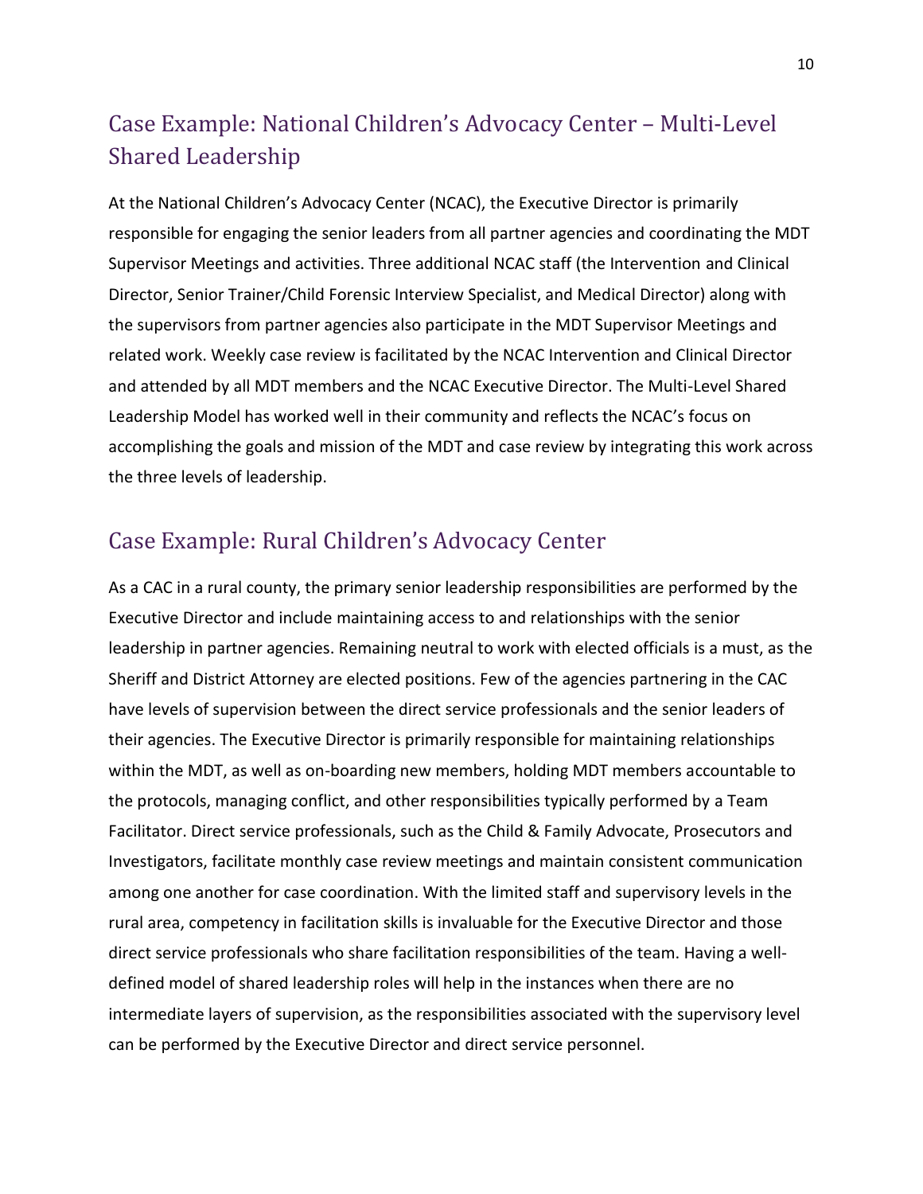## Case Example: National Children's Advocacy Center – Multi-Level Shared Leadership

At the National Children's Advocacy Center (NCAC), the Executive Director is primarily responsible for engaging the senior leaders from all partner agencies and coordinating the MDT Supervisor Meetings and activities. Three additional NCAC staff (the Intervention and Clinical Director, Senior Trainer/Child Forensic Interview Specialist, and Medical Director) along with the supervisors from partner agencies also participate in the MDT Supervisor Meetings and related work. Weekly case review is facilitated by the NCAC Intervention and Clinical Director and attended by all MDT members and the NCAC Executive Director. The Multi-Level Shared Leadership Model has worked well in their community and reflects the NCAC's focus on accomplishing the goals and mission of the MDT and case review by integrating this work across the three levels of leadership.

## Case Example: Rural Children's Advocacy Center

As a CAC in a rural county, the primary senior leadership responsibilities are performed by the Executive Director and include maintaining access to and relationships with the senior leadership in partner agencies. Remaining neutral to work with elected officials is a must, as the Sheriff and District Attorney are elected positions. Few of the agencies partnering in the CAC have levels of supervision between the direct service professionals and the senior leaders of their agencies. The Executive Director is primarily responsible for maintaining relationships within the MDT, as well as on-boarding new members, holding MDT members accountable to the protocols, managing conflict, and other responsibilities typically performed by a Team Facilitator. Direct service professionals, such as the Child & Family Advocate, Prosecutors and Investigators, facilitate monthly case review meetings and maintain consistent communication among one another for case coordination. With the limited staff and supervisory levels in the rural area, competency in facilitation skills is invaluable for the Executive Director and those direct service professionals who share facilitation responsibilities of the team. Having a well-defined model of shared leadership roles will help in the instances when there are no intermediate layers of supervision, as the responsibilities associated with the supervisory level can be performed by the Executive Director and direct service personnel.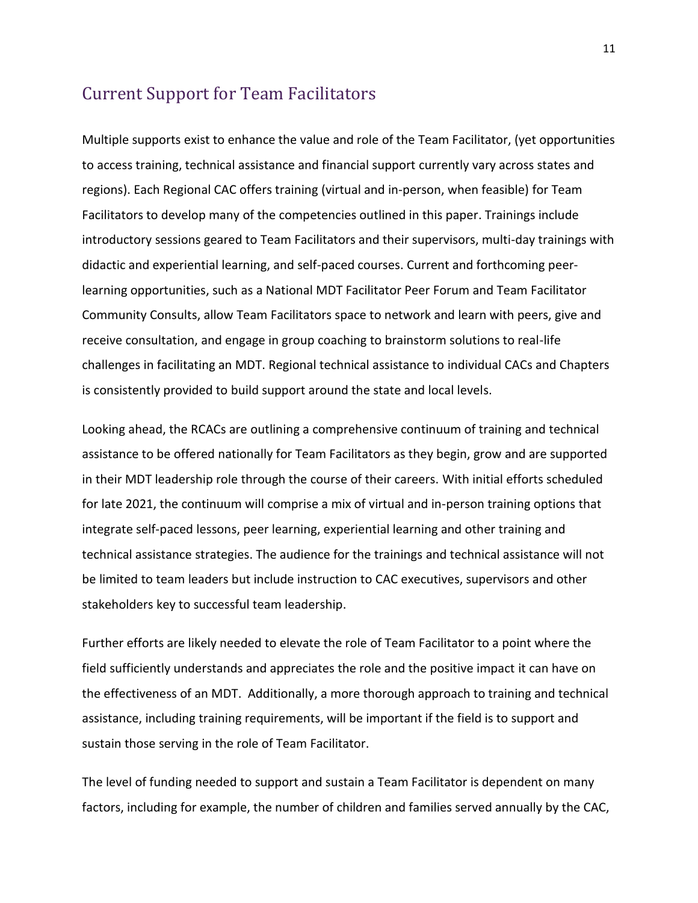## Current Support for Team Facilitators

Multiple supports exist to enhance the value and role of the Team Facilitator, (yet opportunities to access training, technical assistance and financial support currently vary across states and regions). Each Regional CAC offers training (virtual and in-person, when feasible) for Team Facilitators to develop many of the competencies outlined in this paper. Trainings include introductory sessions geared to Team Facilitators and their supervisors, multi-day trainings with didactic and experiential learning, and self-paced courses. Current and forthcoming peer-learning opportunities, such as a National MDT Facilitator Peer Forum and Team Facilitator Community Consults, allow Team Facilitators space to network and learn with peers, give and receive consultation, and engage in group coaching to brainstorm solutions to real-life challenges in facilitating an MDT. Regional technical assistance to individual CACs and Chapters is consistently provided to build support around the state and local levels.

Looking ahead, the RCACs are outlining a comprehensive continuum of training and technical assistance to be offered nationally for Team Facilitators as they begin, grow and are supported in their MDT leadership role through the course of their careers. With initial efforts scheduled for late 2021, the continuum will comprise a mix of virtual and in-person training options that integrate self-paced lessons, peer learning, experiential learning and other training and technical assistance strategies. The audience for the trainings and technical assistance will not be limited to team leaders but include instruction to CAC executives, supervisors and other stakeholders key to successful team leadership.

Further efforts are likely needed to elevate the role of Team Facilitator to a point where the field sufficiently understands and appreciates the role and the positive impact it can have on the effectiveness of an MDT. Additionally, a more thorough approach to training and technical assistance, including training requirements, will be important if the field is to support and sustain those serving in the role of Team Facilitator.

The level of funding needed to support and sustain a Team Facilitator is dependent on many factors, including for example, the number of children and families served annually by the CAC,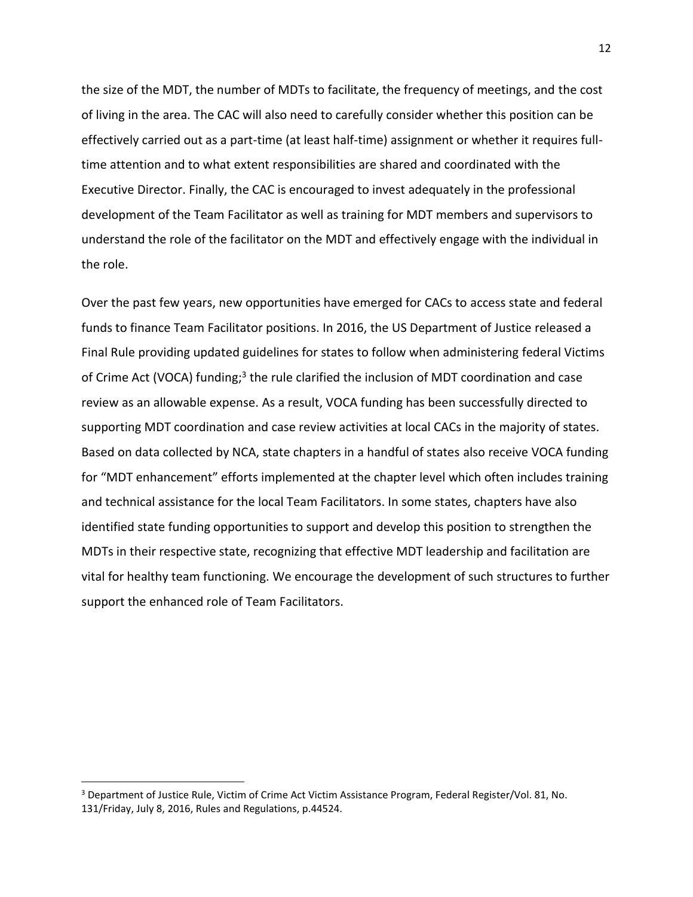the size of the MDT, the number of MDTs to facilitate, the frequency of meetings, and the cost of living in the area. The CAC will also need to carefully consider whether this position can be effectively carried out as a part-time (at least half-time) assignment or whether it requires full-time attention and to what extent responsibilities are shared and coordinated with the Executive Director. Finally, the CAC is encouraged to invest adequately in the professional development of the Team Facilitator as well as training for MDT members and supervisors to understand the role of the facilitator on the MDT and effectively engage with the individual in the role.

Over the past few years, new opportunities have emerged for CACs to access state and federal funds to finance Team Facilitator positions. In 2016, the US Department of Justice released a Final Rule providing updated guidelines for states to follow when administering federal Victims of Crime Act (VOCA) funding;[3] the rule clarified the inclusion of MDT coordination and case review as an allowable expense. As a result, VOCA funding has been successfully directed to supporting MDT coordination and case review activities at local CACs in the majority of states. Based on data collected by NCA, state chapters in a handful of states also receive VOCA funding for "MDT enhancement" efforts implemented at the chapter level which often includes training and technical assistance for the local Team Facilitators. In some states, chapters have also identified state funding opportunities to support and develop this position to strengthen the MDTs in their respective state, recognizing that effective MDT leadership and facilitation are vital for healthy team functioning. We encourage the development of such structures to further support the enhanced role of Team Facilitators.

[3] Department of Justice Rule, Victim of Crime Act Victim Assistance Program, Federal Register/Vol. 81, No. 131/Friday, July 8, 2016, Rules and Regulations, p.44524.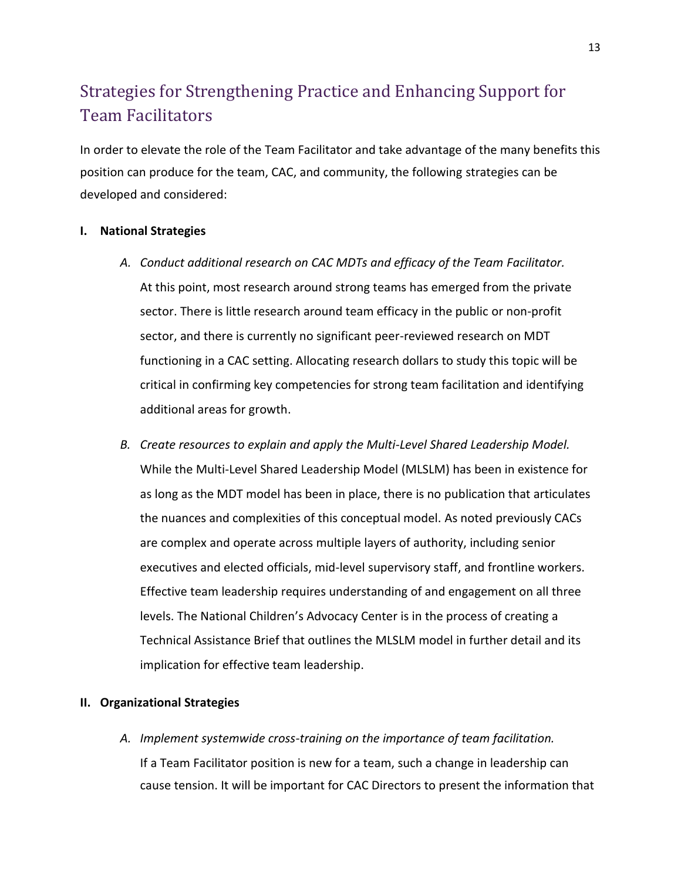## Strategies for Strengthening Practice and Enhancing Support for Team Facilitators

In order to elevate the role of the Team Facilitator and take advantage of the many benefits this position can produce for the team, CAC, and community, the following strategies can be developed and considered:

**I. National Strategies**

*A. Conduct additional research on CAC MDTs and efficacy of the Team Facilitator.*
At this point, most research around strong teams has emerged from the private sector. There is little research around team efficacy in the public or non-profit sector, and there is currently no significant peer-reviewed research on MDT functioning in a CAC setting. Allocating research dollars to study this topic will be critical in confirming key competencies for strong team facilitation and identifying additional areas for growth.

*B. Create resources to explain and apply the Multi-Level Shared Leadership Model.*
While the Multi-Level Shared Leadership Model (MLSLM) has been in existence for as long as the MDT model has been in place, there is no publication that articulates the nuances and complexities of this conceptual model. As noted previously CACs are complex and operate across multiple layers of authority, including senior executives and elected officials, mid-level supervisory staff, and frontline workers. Effective team leadership requires understanding of and engagement on all three levels. The National Children's Advocacy Center is in the process of creating a Technical Assistance Brief that outlines the MLSLM model in further detail and its implication for effective team leadership.

**II. Organizational Strategies**

*A. Implement systemwide cross-training on the importance of team facilitation.*
If a Team Facilitator position is new for a team, such a change in leadership can cause tension. It will be important for CAC Directors to present the information that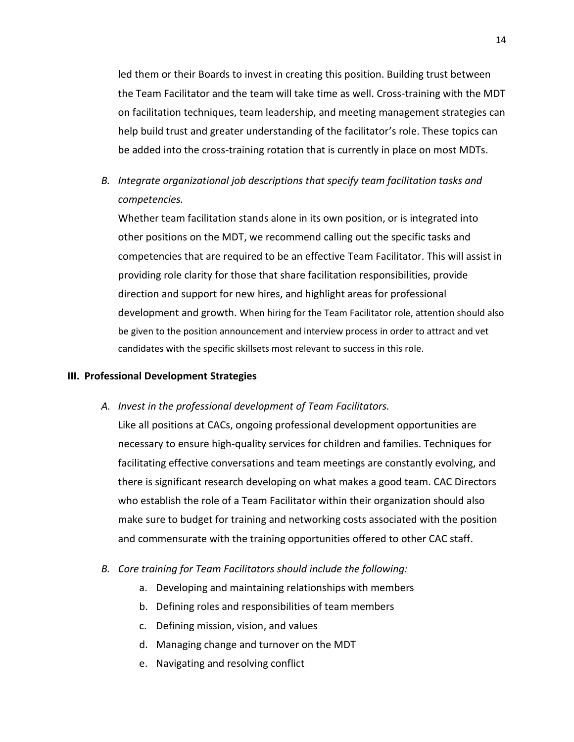led them or their Boards to invest in creating this position. Building trust between the Team Facilitator and the team will take time as well. Cross-training with the MDT on facilitation techniques, team leadership, and meeting management strategies can help build trust and greater understanding of the facilitator's role. These topics can be added into the cross-training rotation that is currently in place on most MDTs.

B. *Integrate organizational job descriptions that specify team facilitation tasks and competencies.*

Whether team facilitation stands alone in its own position, or is integrated into other positions on the MDT, we recommend calling out the specific tasks and competencies that are required to be an effective Team Facilitator. This will assist in providing role clarity for those that share facilitation responsibilities, provide direction and support for new hires, and highlight areas for professional development and growth. When hiring for the Team Facilitator role, attention should also be given to the position announcement and interview process in order to attract and vet candidates with the specific skillsets most relevant to success in this role.

## III. Professional Development Strategies

A. *Invest in the professional development of Team Facilitators.*

Like all positions at CACs, ongoing professional development opportunities are necessary to ensure high-quality services for children and families. Techniques for facilitating effective conversations and team meetings are constantly evolving, and there is significant research developing on what makes a good team. CAC Directors who establish the role of a Team Facilitator within their organization should also make sure to budget for training and networking costs associated with the position and commensurate with the training opportunities offered to other CAC staff.

B. *Core training for Team Facilitators should include the following:*

a. Developing and maintaining relationships with members
b. Defining roles and responsibilities of team members
c. Defining mission, vision, and values
d. Managing change and turnover on the MDT
e. Navigating and resolving conflict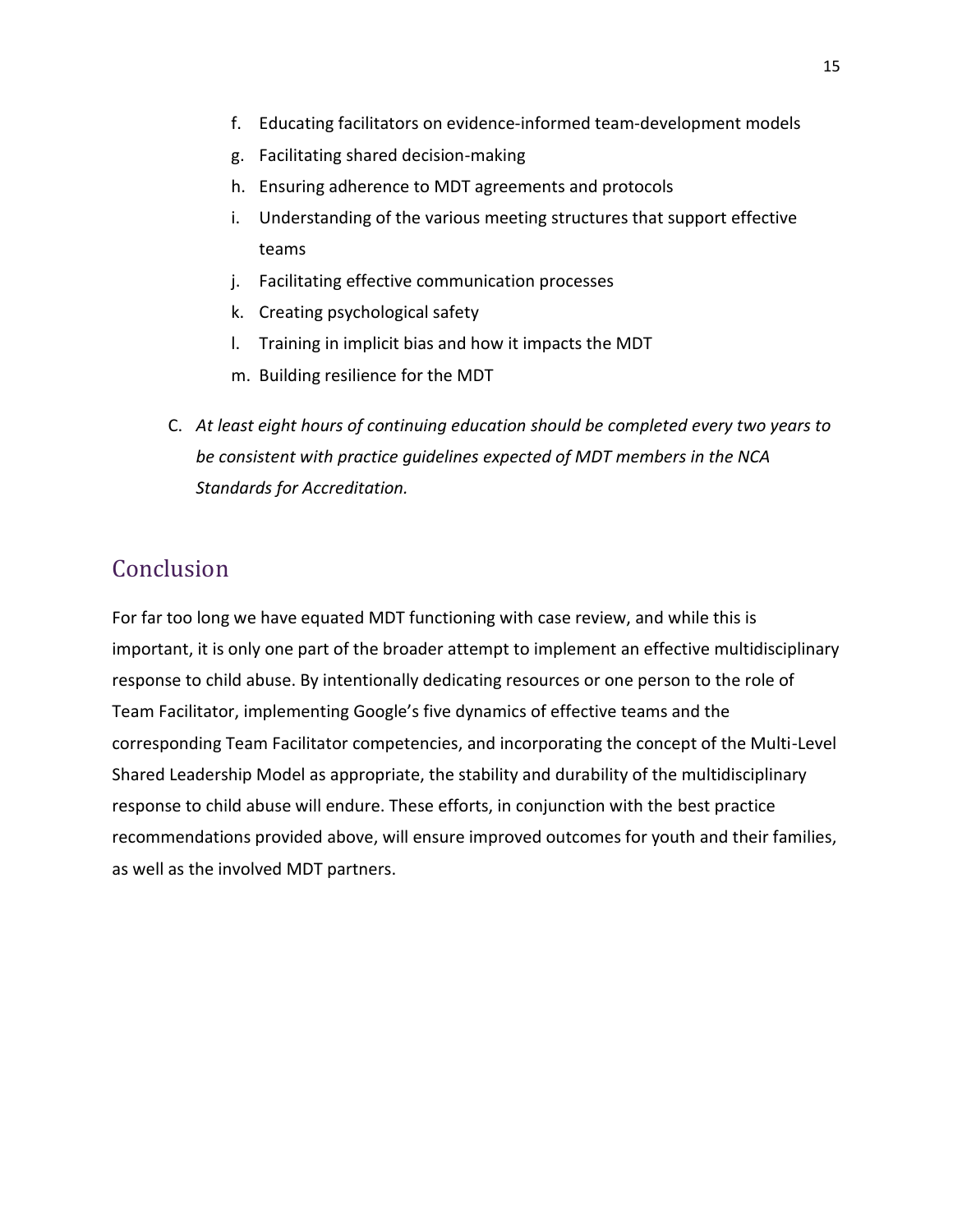f. Educating facilitators on evidence-informed team-development models
g. Facilitating shared decision-making
h. Ensuring adherence to MDT agreements and protocols
i. Understanding of the various meeting structures that support effective teams
j. Facilitating effective communication processes
k. Creating psychological safety
l. Training in implicit bias and how it impacts the MDT
m. Building resilience for the MDT

C. *At least eight hours of continuing education should be completed every two years to be consistent with practice guidelines expected of MDT members in the NCA Standards for Accreditation.*

## Conclusion

For far too long we have equated MDT functioning with case review, and while this is important, it is only one part of the broader attempt to implement an effective multidisciplinary response to child abuse. By intentionally dedicating resources or one person to the role of Team Facilitator, implementing Google's five dynamics of effective teams and the corresponding Team Facilitator competencies, and incorporating the concept of the Multi-Level Shared Leadership Model as appropriate, the stability and durability of the multidisciplinary response to child abuse will endure. These efforts, in conjunction with the best practice recommendations provided above, will ensure improved outcomes for youth and their families, as well as the involved MDT partners.